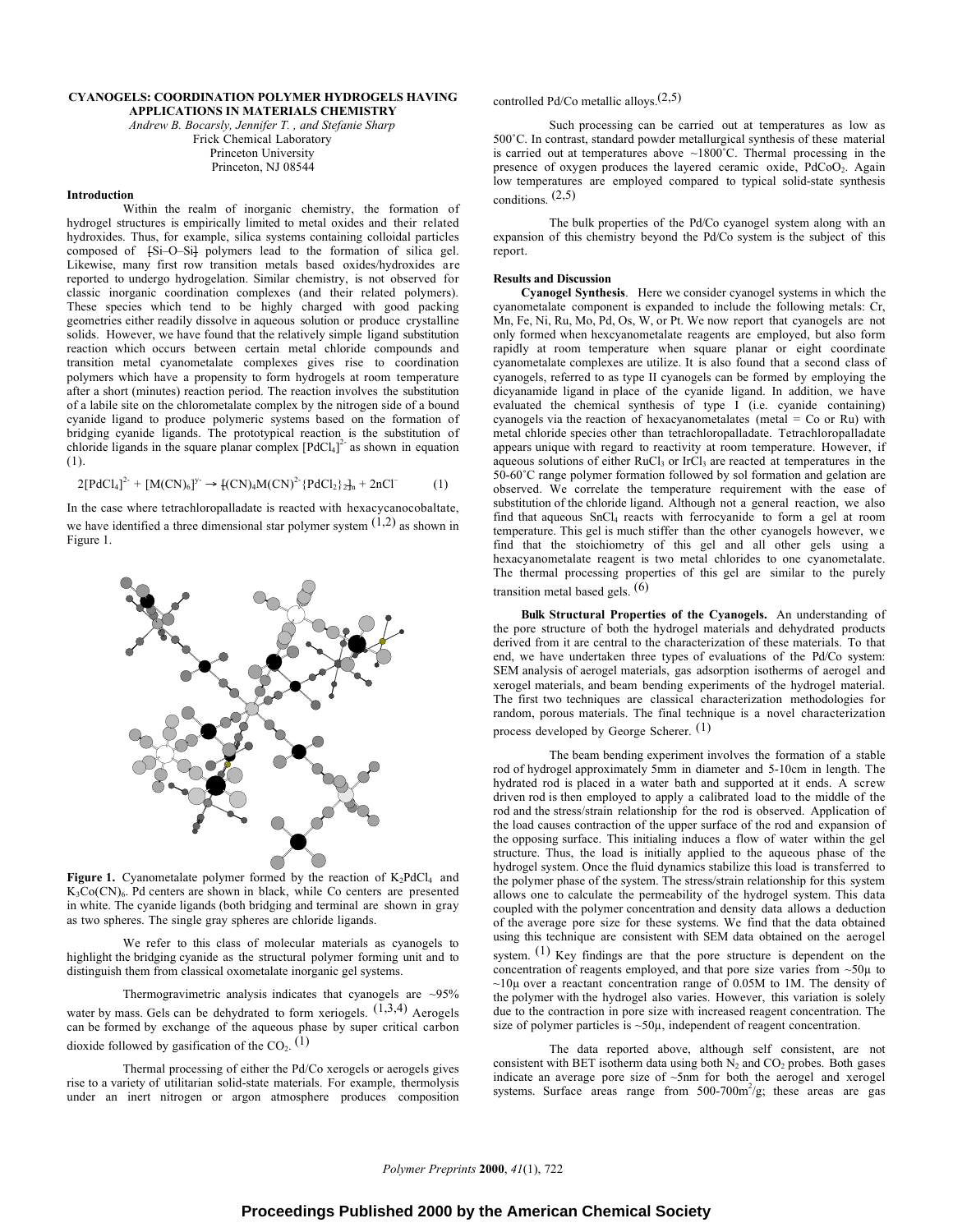# CYANOGELS: COORDINATION POLYMER HYDROGELS HAVING APPLICATIONS IN MATERIALS CHEMISTRY

*Andrew B. Bocarsly, Jennifer T. , and Stefanie Sharp*
Frick Chemical Laboratory
Princeton University
Princeton, NJ 08544

## Introduction

Within the realm of inorganic chemistry, the formation of hydrogel structures is empirically limited to metal oxides and their related hydroxides. Thus, for example, silica systems containing colloidal particles composed of [Si–O–Si] polymers lead to the formation of silica gel. Likewise, many first row transition metals based oxides/hydroxides are reported to undergo hydrogelation. Similar chemistry, is not observed for classic inorganic coordination complexes (and their related polymers). These species which tend to be highly charged with good packing geometries either readily dissolve in aqueous solution or produce crystalline solids. However, we have found that the relatively simple ligand substitution reaction which occurs between certain metal chloride compounds and transition metal cyanometalate complexes gives rise to coordination polymers which have a propensity to form hydrogels at room temperature after a short (minutes) reaction period. The reaction involves the substitution of a labile site on the chlorometalate complex by the nitrogen side of a bound cyanide ligand to produce polymeric systems based on the formation of bridging cyanide ligands. The prototypical reaction is the substitution of chloride ligands in the square planar complex $[PdCl_4]^{2-}$ as shown in equation (1).

$$2[PdCl_4]^{2-} + [M(CN)_6]^{y-} \rightarrow [(CN)_4M(CN)^{2-}\{PdCl_2\}_2]_n + 2nCl^- \qquad (1)$$

In the case where tetrachloropalladate is reacted with hexacycanocobaltate, we have identified a three dimensional star polymer system [1,2] as shown in Figure 1.

**Figure 1.** Cyanometalate polymer formed by the reaction of $K_2PdCl_4$ and $K_3Co(CN)_6$. Pd centers are shown in black, while Co centers are presented in white. The cyanide ligands (both bridging and terminal are shown in gray as two spheres. The single gray spheres are chloride ligands.

We refer to this class of molecular materials as cyanogels to highlight the bridging cyanide as the structural polymer forming unit and to distinguish them from classical oxometalate inorganic gel systems.

Thermogravimetric analysis indicates that cyanogels are ~95% water by mass. Gels can be dehydrated to form xeriogels. [1,3,4] Aerogels can be formed by exchange of the aqueous phase by super critical carbon dioxide followed by gasification of the $CO_2$. [1]

Thermal processing of either the Pd/Co xerogels or aerogels gives rise to a variety of utilitarian solid-state materials. For example, thermolysis under an inert nitrogen or argon atmosphere produces composition controlled Pd/Co metallic alloys.[2,5]

Such processing can be carried out at temperatures as low as 500˚C. In contrast, standard powder metallurgical synthesis of these material is carried out at temperatures above ~1800˚C. Thermal processing in the presence of oxygen produces the layered ceramic oxide, $PdCoO_2$. Again low temperatures are employed compared to typical solid-state synthesis conditions. [2,5]

The bulk properties of the Pd/Co cyanogel system along with an expansion of this chemistry beyond the Pd/Co system is the subject of this report.

## Results and Discussion

**Cyanogel Synthesis**. Here we consider cyanogel systems in which the cyanometalate component is expanded to include the following metals: Cr, Mn, Fe, Ni, Ru, Mo, Pd, Os, W, or Pt. We now report that cyanogels are not only formed when hexcyanometalate reagents are employed, but also form rapidly at room temperature when square planar or eight coordinate cyanometalate complexes are utilize. It is also found that a second class of cyanogels, referred to as type II cyanogels can be formed by employing the dicyanamide ligand in place of the cyanide ligand. In addition, we have evaluated the chemical synthesis of type I (i.e. cyanide containing) cyanogels via the reaction of hexacyanometalates (metal = Co or Ru) with metal chloride species other than tetrachloropalladate. Tetrachloropalladate appears unique with regard to reactivity at room temperature. However, if aqueous solutions of either $RuCl_3$ or $IrCl_3$ are reacted at temperatures in the 50-60˚C range polymer formation followed by sol formation and gelation are observed. We correlate the temperature requirement with the ease of substitution of the chloride ligand. Although not a general reaction, we also find that aqueous $SnCl_4$ reacts with ferrocyanide to form a gel at room temperature. This gel is much stiffer than the other cyanogels however, we find that the stoichiometry of this gel and all other gels using a hexacyanometalate reagent is two metal chlorides to one cyanometalate. The thermal processing properties of this gel are similar to the purely transition metal based gels. [6]

**Bulk Structural Properties of the Cyanogels.** An understanding of the pore structure of both the hydrogel materials and dehydrated products derived from it are central to the characterization of these materials. To that end, we have undertaken three types of evaluations of the Pd/Co system: SEM analysis of aerogel materials, gas adsorption isotherms of aerogel and xerogel materials, and beam bending experiments of the hydrogel material. The first two techniques are classical characterization methodologies for random, porous materials. The final technique is a novel characterization process developed by George Scherer. [1]

The beam bending experiment involves the formation of a stable rod of hydrogel approximately 5mm in diameter and 5-10cm in length. The hydrated rod is placed in a water bath and supported at its ends. A screw driven rod is then employed to apply a calibrated load to the middle of the rod and the stress/strain relationship for the rod is observed. Application of the load causes contraction of the upper surface of the rod and expansion of the opposing surface. This initialing induces a flow of water within the gel structure. Thus, the load is initially applied to the aqueous phase of the hydrogel system. Once the fluid dynamics stabilize this load is transferred to the polymer phase of the system. The stress/strain relationship for this system allows one to calculate the permeability of the hydrogel system. This data coupled with the polymer concentration and density data allows a deduction of the average pore size for these systems. We find that the data obtained using this technique are consistent with SEM data obtained on the aerogel system. [1] Key findings are that the pore structure is dependent on the concentration of reagents employed, and that pore size varies from ~50μ to ~10μ over a reactant concentration range of 0.05M to 1M. The density of the polymer with the hydrogel also varies. However, this variation is solely due to the contraction in pore size with increased reagent concentration. The size of polymer particles is ~50μ, independent of reagent concentration.

The data reported above, although self consistent, are not consistent with BET isotherm data using both $N_2$ and $CO_2$ probes. Both gases indicate an average pore size of ~5nm for both the aerogel and xerogel systems. Surface areas range from 500-700$m^2$/g; these areas are gas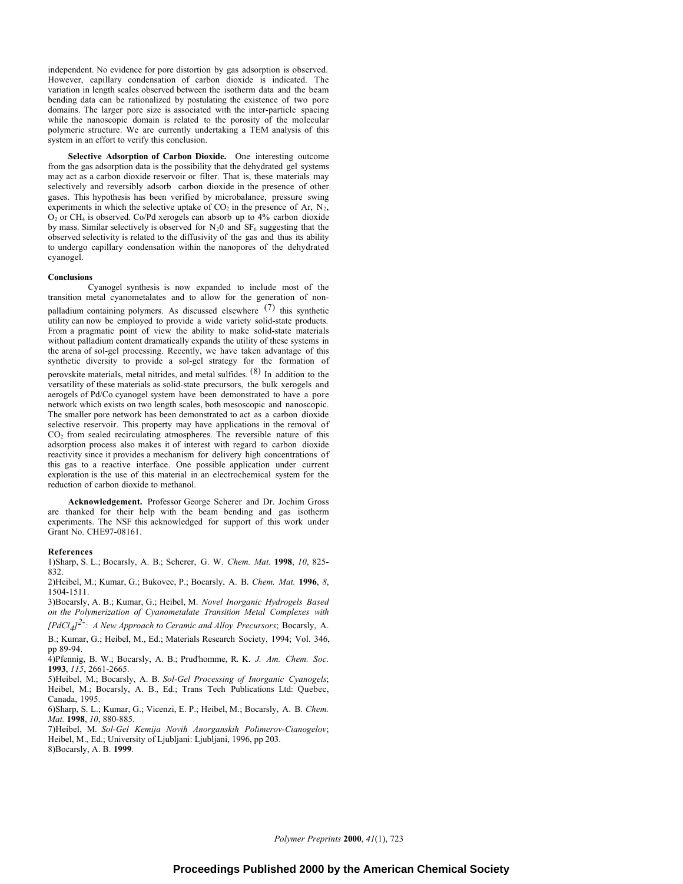independent. No evidence for pore distortion by gas adsorption is observed. However, capillary condensation of carbon dioxide is indicated. The variation in length scales observed between the isotherm data and the beam bending data can be rationalized by postulating the existence of two pore domains. The larger pore size is associated with the inter-particle spacing while the nanoscopic domain is related to the porosity of the molecular polymeric structure. We are currently undertaking a TEM analysis of this system in an effort to verify this conclusion.

**Selective Adsorption of Carbon Dioxide.** One interesting outcome from the gas adsorption data is the possibility that the dehydrated gel systems may act as a carbon dioxide reservoir or filter. That is, these materials may selectively and reversibly adsorb carbon dioxide in the presence of other gases. This hypothesis has been verified by microbalance, pressure swing experiments in which the selective uptake of $CO_2$ in the presence of Ar, $N_2$, $O_2$ or $CH_4$ is observed. Co/Pd xerogels can absorb up to 4% carbon dioxide by mass. Similar selectively is observed for $N_20$ and $SF_6$ suggesting that the observed selectivity is related to the diffusivity of the gas and thus its ability to undergo capillary condensation within the nanopores of the dehydrated cyanogel.

**Conclusions**

Cyanogel synthesis is now expanded to include most of the transition metal cyanometalates and to allow for the generation of non-palladium containing polymers. As discussed elsewhere (7) this synthetic utility can now be employed to provide a wide variety solid-state products. From a pragmatic point of view the ability to make solid-state materials without palladium content dramatically expands the utility of these systems in the arena of sol-gel processing. Recently, we have taken advantage of this synthetic diversity to provide a sol-gel strategy for the formation of perovskite materials, metal nitrides, and metal sulfides. (8) In addition to the versatility of these materials as solid-state precursors, the bulk xerogels and aerogels of Pd/Co cyanogel system have been demonstrated to have a pore network which exists on two length scales, both mesoscopic and nanoscopic. The smaller pore network has been demonstrated to act as a carbon dioxide selective reservoir. This property may have applications in the removal of $CO_2$ from sealed recirculating atmospheres. The reversible nature of this adsorption process also makes it of interest with regard to carbon dioxide reactivity since it provides a mechanism for delivery high concentrations of this gas to a reactive interface. One possible application under current exploration is the use of this material in an electrochemical system for the reduction of carbon dioxide to methanol.

**Acknowledgement.** Professor George Scherer and Dr. Jochim Gross are thanked for their help with the beam bending and gas isotherm experiments. The NSF this acknowledged for support of this work under Grant No. CHE97-08161.

**References**

1)Sharp, S. L.; Bocarsly, A. B.; Scherer, G. W. *Chem. Mat.* **1998**, *10*, 825-832.

2)Heibel, M.; Kumar, G.; Bukovec, P.; Bocarsly, A. B. *Chem. Mat.* **1996**, *8*, 1504-1511.

3)Bocarsly, A. B.; Kumar, G.; Heibel, M. *Novel Inorganic Hydrogels Based on the Polymerization of Cyanometalate Transition Metal Complexes with $[PdCl_4]^{2-}$: A New Approach to Ceramic and Alloy Precursors*; Bocarsly, A. B.; Kumar, G.; Heibel, M., Ed.; Materials Research Society, 1994; Vol. 346, pp 89-94.

4)Pfennig, B. W.; Bocarsly, A. B.; Prud'homme, R. K. *J. Am. Chem. Soc.* **1993**, *115*, 2661-2665.

5)Heibel, M.; Bocarsly, A. B. *Sol-Gel Processing of Inorganic Cyanogels*; Heibel, M.; Bocarsly, A. B., Ed.; Trans Tech Publications Ltd: Quebec, Canada, 1995.

6)Sharp, S. L.; Kumar, G.; Vicenzi, E. P.; Heibel, M.; Bocarsly, A. B. *Chem. Mat.* **1998**, *10*, 880-885.

7)Heibel, M. *Sol-Gel Kemija Novih Anorganskih Polimerov-Cianogelov*; Heibel, M., Ed.; University of Ljubljani: Ljubljani, 1996, pp 203.

8)Bocarsly, A. B. **1999**.